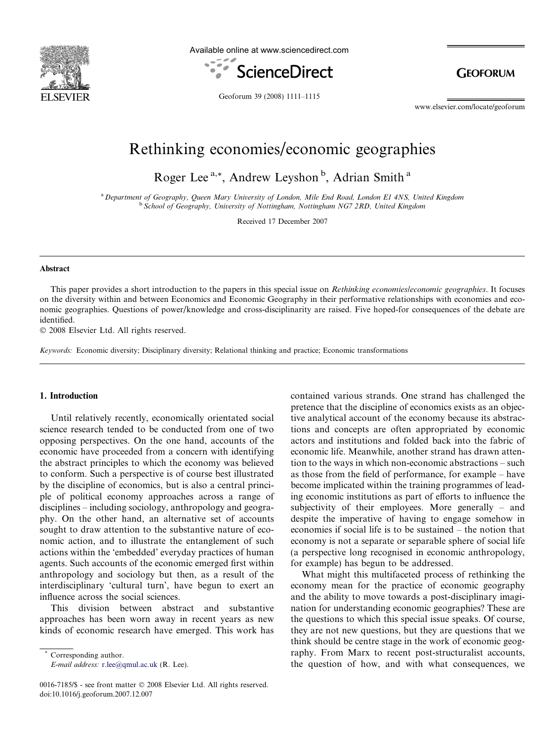# Rethinking economies/economic geographies

Roger Lee [a,*], Andrew Leyshon [b], Adrian Smith [a]

[a] Department of Geography, Queen Mary University of London, Mile End Road, London E1 4NS, United Kingdom
[b] School of Geography, University of Nottingham, Nottingham NG7 2RD, United Kingdom

Received 17 December 2007

## Abstract

This paper provides a short introduction to the papers in this special issue on *Rethinking economies/economic geographies*. It focuses on the diversity within and between Economics and Economic Geography in their performative relationships with economies and economic geographies. Questions of power/knowledge and cross-disciplinarity are raised. Five hoped-for consequences of the debate are identified.

© 2008 Elsevier Ltd. All rights reserved.

*Keywords:* Economic diversity; Disciplinary diversity; Relational thinking and practice; Economic transformations

## 1. Introduction

Until relatively recently, economically orientated social science research tended to be conducted from one of two opposing perspectives. On the one hand, accounts of the economic have proceeded from a concern with identifying the abstract principles to which the economy was believed to conform. Such a perspective is of course best illustrated by the discipline of economics, but is also a central principle of political economy approaches across a range of disciplines – including sociology, anthropology and geography. On the other hand, an alternative set of accounts sought to draw attention to the substantive nature of economic action, and to illustrate the entanglement of such actions within the 'embedded' everyday practices of human agents. Such accounts of the economic emerged first within anthropology and sociology but then, as a result of the interdisciplinary 'cultural turn', have begun to exert an influence across the social sciences.

This division between abstract and substantive approaches has been worn away in recent years as new kinds of economic research have emerged. This work has contained various strands. One strand has challenged the pretence that the discipline of economics exists as an objective analytical account of the economy because its abstractions and concepts are often appropriated by economic actors and institutions and folded back into the fabric of economic life. Meanwhile, another strand has drawn attention to the ways in which non-economic abstractions – such as those from the field of performance, for example – have become implicated within the training programmes of leading economic institutions as part of efforts to influence the subjectivity of their employees. More generally – and despite the imperative of having to engage somehow in economies if social life is to be sustained – the notion that economy is not a separate or separable sphere of social life (a perspective long recognised in economic anthropology, for example) has begun to be addressed.

What might this multifaceted process of rethinking the economy mean for the practice of economic geography and the ability to move towards a post-disciplinary imagination for understanding economic geographies? These are the questions to which this special issue speaks. Of course, they are not new questions, but they are questions that we think should be centre stage in the work of economic geography. From Marx to recent post-structuralist accounts, the question of how, and with what consequences, we

\* Corresponding author.
E-mail address: r.lee@qmul.ac.uk (R. Lee).

0016-7185/$ - see front matter © 2008 Elsevier Ltd. All rights reserved.
doi:10.1016/j.geoforum.2007.12.007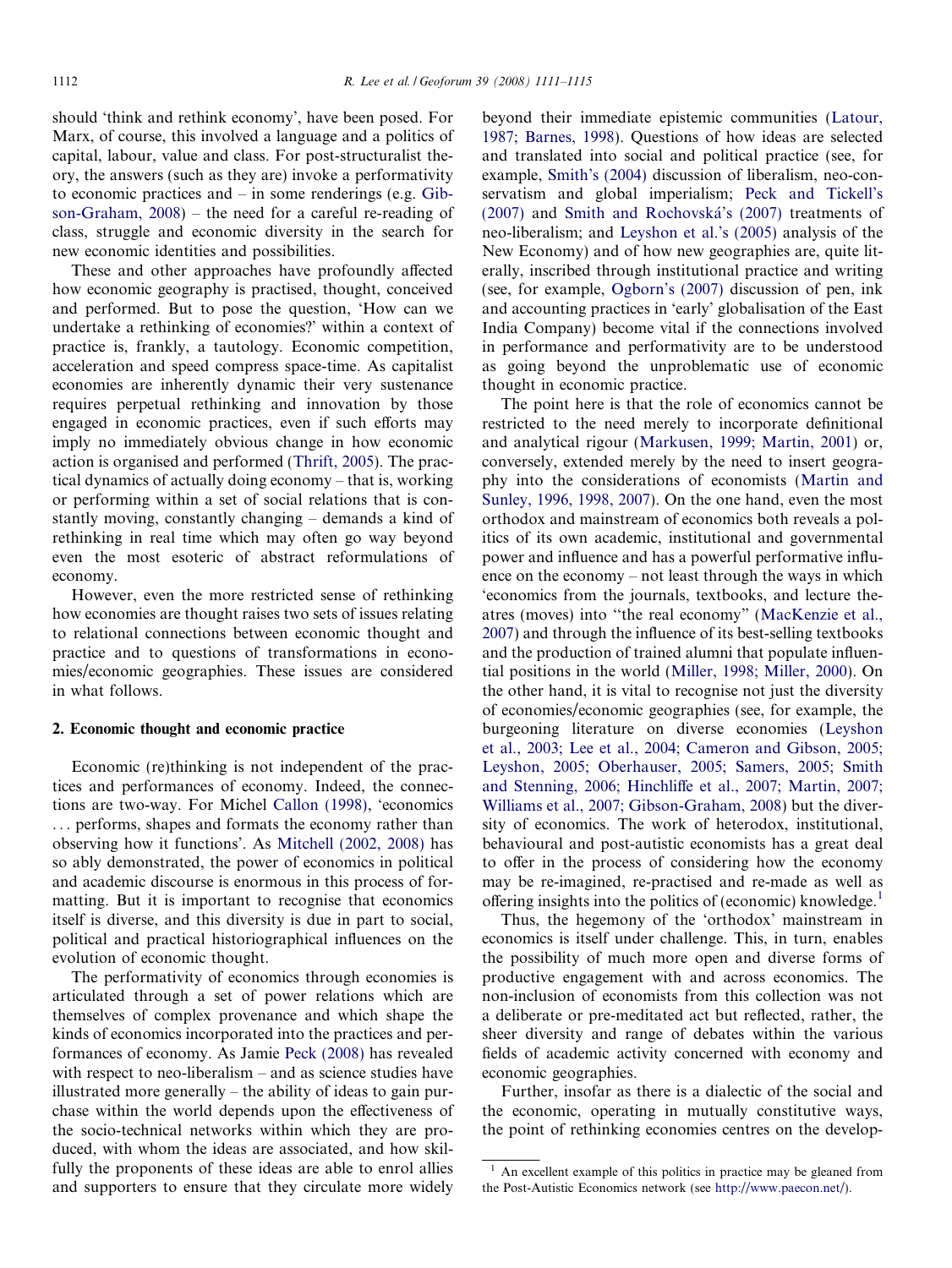should 'think and rethink economy', have been posed. For Marx, of course, this involved a language and a politics of capital, labour, value and class. For post-structuralist theory, the answers (such as they are) invoke a performativity to economic practices and – in some renderings (e.g. Gibson-Graham, 2008) – the need for a careful re-reading of class, struggle and economic diversity in the search for new economic identities and possibilities.

These and other approaches have profoundly affected how economic geography is practised, thought, conceived and performed. But to pose the question, 'How can we undertake a rethinking of economies?' within a context of practice is, frankly, a tautology. Economic competition, acceleration and speed compress space-time. As capitalist economies are inherently dynamic their very sustenance requires perpetual rethinking and innovation by those engaged in economic practices, even if such efforts may imply no immediately obvious change in how economic action is organised and performed (Thrift, 2005). The practical dynamics of actually doing economy – that is, working or performing within a set of social relations that is constantly moving, constantly changing – demands a kind of rethinking in real time which may often go way beyond even the most esoteric of abstract reformulations of economy.

However, even the more restricted sense of rethinking how economies are thought raises two sets of issues relating to relational connections between economic thought and practice and to questions of transformations in economies/economic geographies. These issues are considered in what follows.

## 2. Economic thought and economic practice

Economic (re)thinking is not independent of the practices and performances of economy. Indeed, the connections are two-way. For Michel Callon (1998), 'economics ... performs, shapes and formats the economy rather than observing how it functions'. As Mitchell (2002, 2008) has so ably demonstrated, the power of economics in political and academic discourse is enormous in this process of formatting. But it is important to recognise that economics itself is diverse, and this diversity is due in part to social, political and practical historiographical influences on the evolution of economic thought.

The performativity of economics through economies is articulated through a set of power relations which are themselves of complex provenance and which shape the kinds of economics incorporated into the practices and performances of economy. As Jamie Peck (2008) has revealed with respect to neo-liberalism – and as science studies have illustrated more generally – the ability of ideas to gain purchase within the world depends upon the effectiveness of the socio-technical networks within which they are produced, with whom the ideas are associated, and how skilfully the proponents of these ideas are able to enrol allies and supporters to ensure that they circulate more widely beyond their immediate epistemic communities (Latour, 1987; Barnes, 1998). Questions of how ideas are selected and translated into social and political practice (see, for example, Smith's (2004) discussion of liberalism, neo-conservatism and global imperialism; Peck and Tickell's (2007) and Smith and Rochovská's (2007) treatments of neo-liberalism; and Leyshon et al.'s (2005) analysis of the New Economy) and of how new geographies are, quite literally, inscribed through institutional practice and writing (see, for example, Ogborn's (2007) discussion of pen, ink and accounting practices in 'early' globalisation of the East India Company) become vital if the connections involved in performance and performativity are to be understood as going beyond the unproblematic use of economic thought in economic practice.

The point here is that the role of economics cannot be restricted to the need merely to incorporate definitional and analytical rigour (Markusen, 1999; Martin, 2001) or, conversely, extended merely by the need to insert geography into the considerations of economists (Martin and Sunley, 1996, 1998, 2007). On the one hand, even the most orthodox and mainstream of economics both reveals a politics of its own academic, institutional and governmental power and influence and has a powerful performative influence on the economy – not least through the ways in which 'economics from the journals, textbooks, and lecture theatres (moves) into "the real economy" (MacKenzie et al., 2007) and through the influence of its best-selling textbooks and the production of trained alumni that populate influential positions in the world (Miller, 1998; Miller, 2000). On the other hand, it is vital to recognise not just the diversity of economies/economic geographies (see, for example, the burgeoning literature on diverse economies (Leyshon et al., 2003; Lee et al., 2004; Cameron and Gibson, 2005; Leyshon, 2005; Oberhauser, 2005; Samers, 2005; Smith and Stenning, 2006; Hinchliffe et al., 2007; Martin, 2007; Williams et al., 2007; Gibson-Graham, 2008) but the diversity of economics. The work of heterodox, institutional, behavioural and post-autistic economists has a great deal to offer in the process of considering how the economy may be re-imagined, re-practised and re-made as well as offering insights into the politics of (economic) knowledge.[1]

Thus, the hegemony of the 'orthodox' mainstream in economics is itself under challenge. This, in turn, enables the possibility of much more open and diverse forms of productive engagement with and across economics. The non-inclusion of economists from this collection was not a deliberate or pre-meditated act but reflected, rather, the sheer diversity and range of debates within the various fields of academic activity concerned with economy and economic geographies.

Further, insofar as there is a dialectic of the social and the economic, operating in mutually constitutive ways, the point of rethinking economies centres on the develop-

[1] An excellent example of this politics in practice may be gleaned from the Post-Autistic Economics network (see http://www.paecon.net/).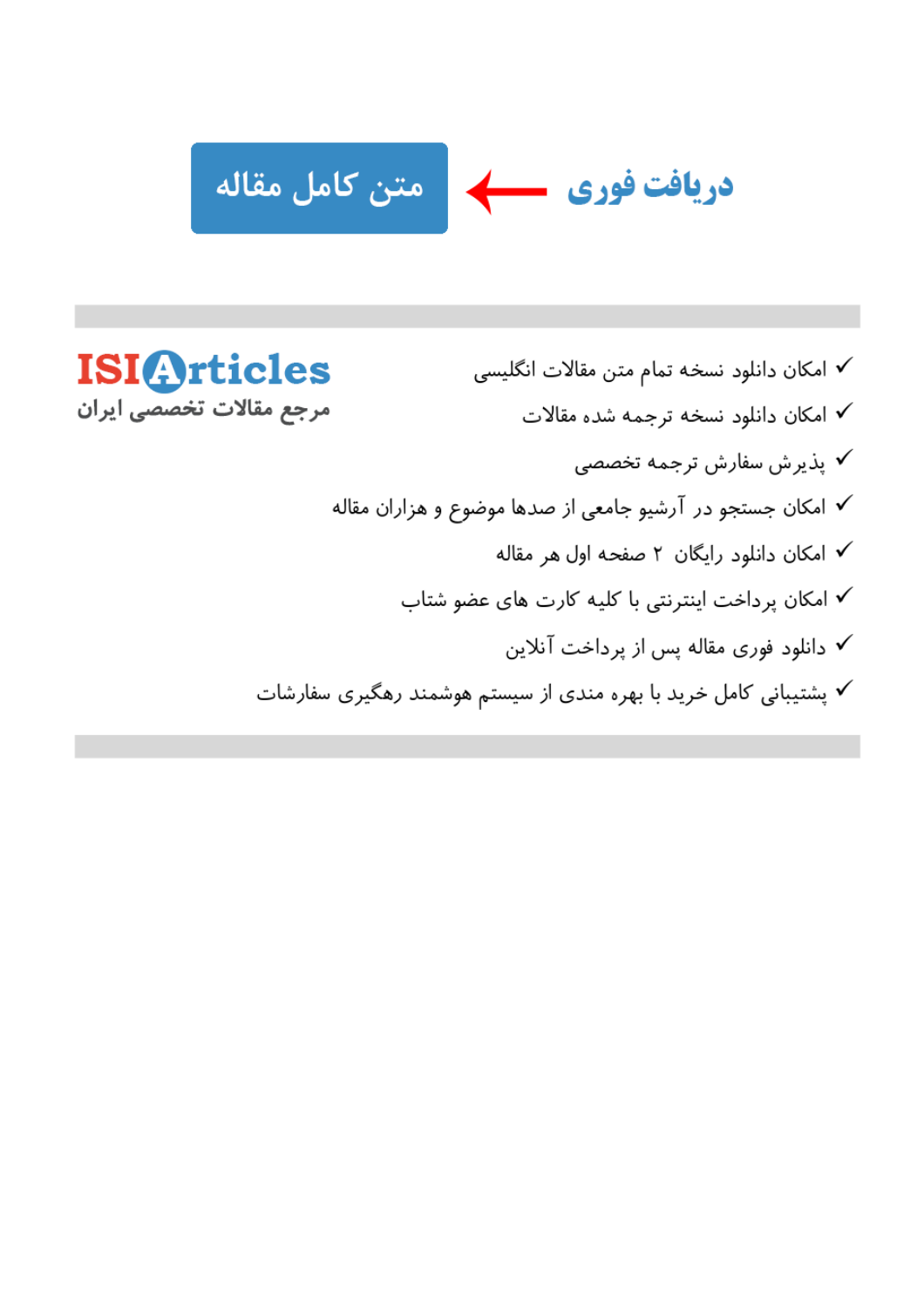دریافت فوری ← **متن کامل مقاله**

**ISIArticles**
مرجع مقالات تخصصی ایران

- ✓ امکان دانلود نسخه تمام متن مقالات انگلیسی
- ✓ امکان دانلود نسخه ترجمه شده مقالات
- ✓ پذیرش سفارش ترجمه تخصصی
- ✓ امکان جستجو در آرشیو جامعی از صدها موضوع و هزاران مقاله
- ✓ امکان دانلود رایگان ۲ صفحه اول هر مقاله
- ✓ امکان پرداخت اینترنتی با کلیه کارت های عضو شتاب
- ✓ دانلود فوری مقاله پس از پرداخت آنلاین
- ✓ پشتیبانی کامل خرید با بهره مندی از سیستم هوشمند رهگیری سفارشات